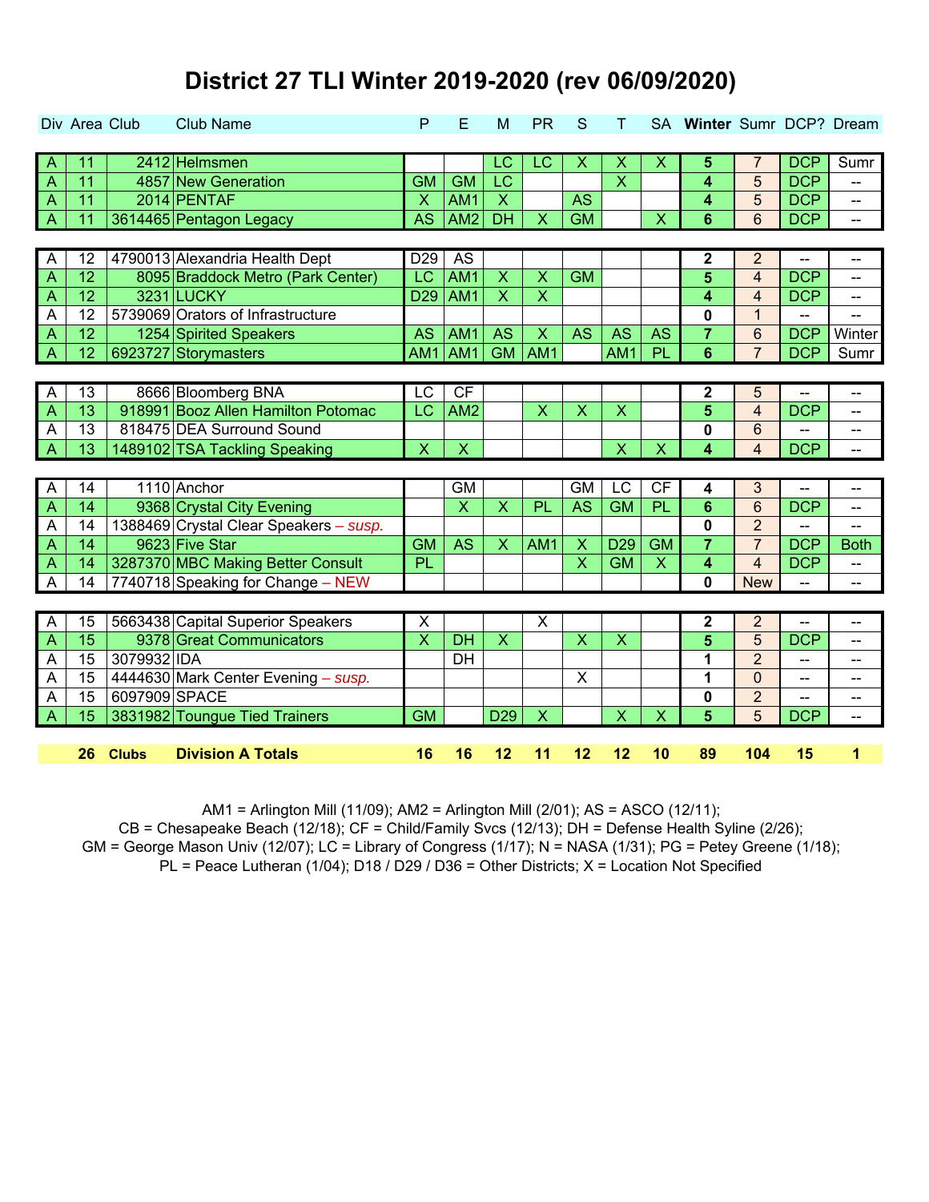# District 27 TLI Winter 2019-2020 (rev 06/09/2020)

| Div | Area | Club | Club Name | P | E | M | PR | S | T | SA | Winter | Sumr | DCP? | Dream |
|---|---|---|---|---|---|---|---|---|---|---|---|---|---|---|
| A | 11 | 2412 | Helmsmen | | | LC | LC | X | X | X | 5 | 7 | DCP | Sumr |
| A | 11 | 4857 | New Generation | GM | GM | LC | | | X | | 4 | 5 | DCP | -- |
| A | 11 | 2014 | PENTAF | X | AM1 | X | | AS | | | 4 | 5 | DCP | -- |
| A | 11 | 3614465 | Pentagon Legacy | AS | AM2 | DH | X | GM | | X | 6 | 6 | DCP | -- |
| A | 12 | 4790013 | Alexandria Health Dept | D29 | AS | | | | | | 2 | 2 | -- | -- |
| A | 12 | 8095 | Braddock Metro (Park Center) | LC | AM1 | X | X | GM | | | 5 | 4 | DCP | -- |
| A | 12 | 3231 | LUCKY | D29 | AM1 | X | X | | | | 4 | 4 | DCP | -- |
| A | 12 | 5739069 | Orators of Infrastructure | | | | | | | | 0 | 1 | -- | -- |
| A | 12 | 1254 | Spirited Speakers | AS | AM1 | AS | X | AS | AS | AS | 7 | 6 | DCP | Winter |
| A | 12 | 6923727 | Storymasters | AM1 | AM1 | GM | AM1 | | AM1 | PL | 6 | 7 | DCP | Sumr |
| A | 13 | 8666 | Bloomberg BNA | LC | CF | | | | | | 2 | 5 | -- | -- |
| A | 13 | 918991 | Booz Allen Hamilton Potomac | LC | AM2 | | X | X | X | | 5 | 4 | DCP | -- |
| A | 13 | 818475 | DEA Surround Sound | | | | | | | | 0 | 6 | -- | -- |
| A | 13 | 1489102 | TSA Tackling Speaking | X | X | | | | X | X | 4 | 4 | DCP | -- |
| A | 14 | 1110 | Anchor | | GM | | | GM | LC | CF | 4 | 3 | -- | -- |
| A | 14 | 9368 | Crystal City Evening | | X | X | PL | AS | GM | PL | 6 | 6 | DCP | -- |
| A | 14 | 1388469 | Crystal Clear Speakers – *susp.* | | | | | | | | 0 | 2 | -- | -- |
| A | 14 | 9623 | Five Star | GM | AS | X | AM1 | X | D29 | GM | 7 | 7 | DCP | Both |
| A | 14 | 3287370 | MBC Making Better Consult | PL | | | | X | GM | X | 4 | 4 | DCP | -- |
| A | 14 | 7740718 | Speaking for Change – NEW | | | | | | | | 0 | New | -- | -- |
| A | 15 | 5663438 | Capital Superior Speakers | X | | | X | | | | 2 | 2 | -- | -- |
| A | 15 | 9378 | Great Communicators | X | DH | X | | X | X | | 5 | 5 | DCP | -- |
| A | 15 | 3079932 | IDA | | DH | | | | | | 1 | 2 | -- | -- |
| A | 15 | 4444630 | Mark Center Evening – *susp.* | | | | | X | | | 1 | 0 | -- | -- |
| A | 15 | 6097909 | SPACE | | | | | | | | 0 | 2 | -- | -- |
| A | 15 | 3831982 | Toungue Tied Trainers | GM | | D29 | X | | X | X | 5 | 5 | DCP | -- |
| | **26** | **Clubs** | **Division A Totals** | **16** | **16** | **12** | **11** | **12** | **12** | **10** | **89** | **104** | **15** | **1** |

AM1 = Arlington Mill (11/09); AM2 = Arlington Mill (2/01); AS = ASCO (12/11);
CB = Chesapeake Beach (12/18); CF = Child/Family Svcs (12/13); DH = Defense Health Syline (2/26);
GM = George Mason Univ (12/07); LC = Library of Congress (1/17); N = NASA (1/31); PG = Petey Greene (1/18);
PL = Peace Lutheran (1/04); D18 / D29 / D36 = Other Districts; X = Location Not Specified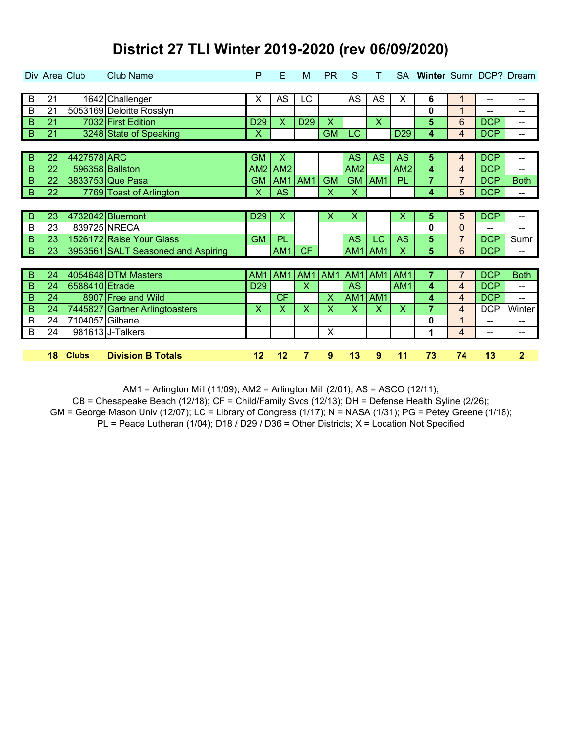# District 27 TLI Winter 2019-2020 (rev 06/09/2020)

| Div | Area | Club | Club Name | P | E | M | PR | S | T | SA | Winter | Sumr | DCP? | Dream |
|---|---|---|---|---|---|---|---|---|---|---|---|---|---|---|
| B | 21 | 1642 | Challenger | X | AS | LC | | AS | AS | X | **6** | 1 | -- | -- |
| B | 21 | 5053169 | Deloitte Rosslyn | | | | | | | | **0** | 1 | -- | -- |
| B | 21 | 7032 | First Edition | D29 | X | D29 | X | | X | | **5** | 6 | DCP | -- |
| B | 21 | 3248 | State of Speaking | X | | | GM | LC | | D29 | **4** | 4 | DCP | -- |
| B | 22 | 4427578 | ARC | GM | X | | | AS | AS | AS | **5** | 4 | DCP | -- |
| B | 22 | 596358 | Ballston | AM2 | AM2 | | | AM2 | | AM2 | **4** | 4 | DCP | -- |
| B | 22 | 3833753 | Que Pasa | GM | AM1 | AM1 | GM | GM | AM1 | PL | **7** | 7 | DCP | Both |
| B | 22 | 7769 | Toast of Arlington | X | AS | | X | X | | | **4** | 5 | DCP | -- |
| B | 23 | 4732042 | Bluemont | D29 | X | | X | X | | X | **5** | 5 | DCP | -- |
| B | 23 | 839725 | NRECA | | | | | | | | **0** | 0 | -- | -- |
| B | 23 | 1526172 | Raise Your Glass | GM | PL | | | AS | LC | AS | **5** | 7 | DCP | Sumr |
| B | 23 | 3953561 | SALT Seasoned and Aspiring | | AM1 | CF | | AM1 | AM1 | X | **5** | 6 | DCP | -- |
| B | 24 | 4054648 | DTM Masters | AM1 | AM1 | AM1 | AM1 | AM1 | AM1 | AM1 | **7** | 7 | DCP | Both |
| B | 24 | 6588410 | Etrade | D29 | | X | | AS | | AM1 | **4** | 4 | DCP | -- |
| B | 24 | 8907 | Free and Wild | | CF | | X | AM1 | AM1 | | **4** | 4 | DCP | -- |
| B | 24 | 7445827 | Gartner Arlingtoasters | X | X | X | X | X | X | X | **7** | 4 | DCP | Winter |
| B | 24 | 7104057 | Gilbane | | | | | | | | **0** | 1 | -- | -- |
| B | 24 | 981613 | J-Talkers | | | | X | | | | **1** | 4 | -- | -- |
| | **18** | **Clubs** | **Division B Totals** | **12** | **12** | **7** | **9** | **13** | **9** | **11** | **73** | **74** | **13** | **2** |

AM1 = Arlington Mill (11/09); AM2 = Arlington Mill (2/01); AS = ASCO (12/11);
CB = Chesapeake Beach (12/18); CF = Child/Family Svcs (12/13); DH = Defense Health Syline (2/26);
GM = George Mason Univ (12/07); LC = Library of Congress (1/17); N = NASA (1/31); PG = Petey Greene (1/18);
PL = Peace Lutheran (1/04); D18 / D29 / D36 = Other Districts; X = Location Not Specified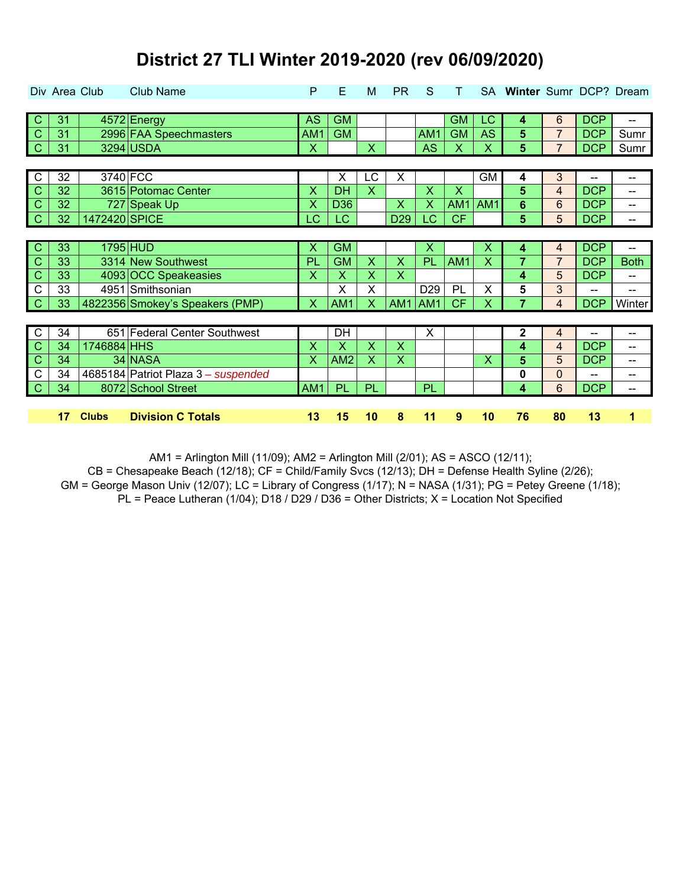# District 27 TLI Winter 2019-2020 (rev 06/09/2020)

| Div | Area | Club | Club Name | P | E | M | PR | S | T | SA | Winter | Sumr | DCP? | Dream |
|---|---|---|---|---|---|---|---|---|---|---|---|---|---|---|
| C | 31 | 4572 | Energy | AS | GM | | | | GM | LC | **4** | 6 | DCP | -- |
| C | 31 | 2996 | FAA Speechmasters | AM1 | GM | | | AM1 | GM | AS | **5** | 7 | DCP | Sumr |
| C | 31 | 3294 | USDA | X | | X | | AS | X | X | **5** | 7 | DCP | Sumr |
| C | 32 | 3740 | FCC | | X | LC | X | | | GM | **4** | 3 | -- | -- |
| C | 32 | 3615 | Potomac Center | X | DH | X | | X | X | | **5** | 4 | DCP | -- |
| C | 32 | 727 | Speak Up | X | D36 | | X | X | AM1 | AM1 | **6** | 6 | DCP | -- |
| C | 32 | 1472420 | SPICE | LC | LC | | D29 | LC | CF | | **5** | 5 | DCP | -- |
| C | 33 | 1795 | HUD | X | GM | | | X | | X | **4** | 4 | DCP | -- |
| C | 33 | 3314 | New Southwest | PL | GM | X | X | PL | AM1 | X | **7** | 7 | DCP | Both |
| C | 33 | 4093 | OCC Speakeasies | X | X | X | X | | | | **4** | 5 | DCP | -- |
| C | 33 | 4951 | Smithsonian | | X | X | | D29 | PL | X | **5** | 3 | -- | -- |
| C | 33 | 4822356 | Smokey's Speakers (PMP) | X | AM1 | X | AM1 | AM1 | CF | X | **7** | 4 | DCP | Winter |
| C | 34 | 651 | Federal Center Southwest | | DH | | | X | | | **2** | 4 | -- | -- |
| C | 34 | 1746884 | HHS | X | X | X | X | | | | **4** | 4 | DCP | -- |
| C | 34 | 34 | NASA | X | AM2 | X | X | | | X | **5** | 5 | DCP | -- |
| C | 34 | 4685184 | Patriot Plaza 3 – *suspended* | | | | | | | | **0** | 0 | -- | -- |
| C | 34 | 8072 | School Street | AM1 | PL | PL | | PL | | | **4** | 6 | DCP | -- |
| | **17** | **Clubs** | **Division C Totals** | **13** | **15** | **10** | **8** | **11** | **9** | **10** | **76** | **80** | **13** | **1** |

AM1 = Arlington Mill (11/09); AM2 = Arlington Mill (2/01); AS = ASCO (12/11);
CB = Chesapeake Beach (12/18); CF = Child/Family Svcs (12/13); DH = Defense Health Syline (2/26);
GM = George Mason Univ (12/07); LC = Library of Congress (1/17); N = NASA (1/31); PG = Petey Greene (1/18);
PL = Peace Lutheran (1/04); D18 / D29 / D36 = Other Districts; X = Location Not Specified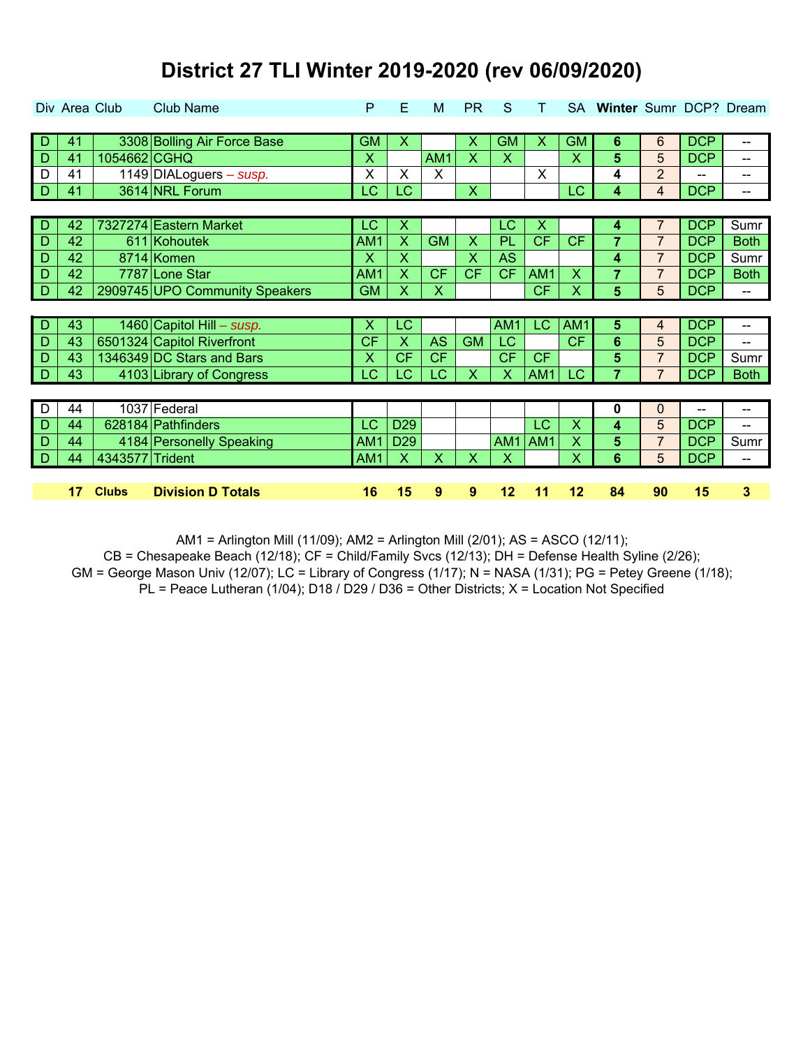# District 27 TLI Winter 2019-2020 (rev 06/09/2020)

| Div | Area | Club | Club Name | P | E | M | PR | S | T | SA | Winter | Sumr | DCP? | Dream |
|---|---|---|---|---|---|---|---|---|---|---|---|---|---|---|
| D | 41 | 3308 | Bolling Air Force Base | GM | X | | X | GM | X | GM | **6** | 6 | DCP | -- |
| D | 41 | 1054662 | CGHQ | X | | AM1 | X | X | | X | **5** | 5 | DCP | -- |
| D | 41 | 1149 | DIALoguers – *susp.* | X | X | X | | | X | | **4** | 2 | -- | -- |
| D | 41 | 3614 | NRL Forum | LC | LC | | X | | | LC | **4** | 4 | DCP | -- |
| D | 42 | 7327274 | Eastern Market | LC | X | | | LC | X | | **4** | 7 | DCP | Sumr |
| D | 42 | 611 | Kohoutek | AM1 | X | GM | X | PL | CF | CF | **7** | 7 | DCP | Both |
| D | 42 | 8714 | Komen | X | X | | X | AS | | | **4** | 7 | DCP | Sumr |
| D | 42 | 7787 | Lone Star | AM1 | X | CF | CF | CF | AM1 | X | **7** | 7 | DCP | Both |
| D | 42 | 2909745 | UPO Community Speakers | GM | X | X | | | CF | X | **5** | 5 | DCP | -- |
| D | 43 | 1460 | Capitol Hill – *susp.* | X | LC | | | AM1 | LC | AM1 | **5** | 4 | DCP | -- |
| D | 43 | 6501324 | Capitol Riverfront | CF | X | AS | GM | LC | | CF | **6** | 5 | DCP | -- |
| D | 43 | 1346349 | DC Stars and Bars | X | CF | CF | | CF | CF | | **5** | 7 | DCP | Sumr |
| D | 43 | 4103 | Library of Congress | LC | LC | LC | X | X | AM1 | LC | **7** | 7 | DCP | Both |
| D | 44 | 1037 | Federal | | | | | | | | **0** | 0 | -- | -- |
| D | 44 | 628184 | Pathfinders | LC | D29 | | | | LC | X | **4** | 5 | DCP | -- |
| D | 44 | 4184 | Personelly Speaking | AM1 | D29 | | | AM1 | AM1 | X | **5** | 7 | DCP | Sumr |
| D | 44 | 4343577 | Trident | AM1 | X | X | X | X | | X | **6** | 5 | DCP | -- |
| | **17** | **Clubs** | **Division D Totals** | **16** | **15** | **9** | **9** | **12** | **11** | **12** | **84** | **90** | **15** | **3** |

AM1 = Arlington Mill (11/09); AM2 = Arlington Mill (2/01); AS = ASCO (12/11);
CB = Chesapeake Beach (12/18); CF = Child/Family Svcs (12/13); DH = Defense Health Syline (2/26);
GM = George Mason Univ (12/07); LC = Library of Congress (1/17); N = NASA (1/31); PG = Petey Greene (1/18);
PL = Peace Lutheran (1/04); D18 / D29 / D36 = Other Districts; X = Location Not Specified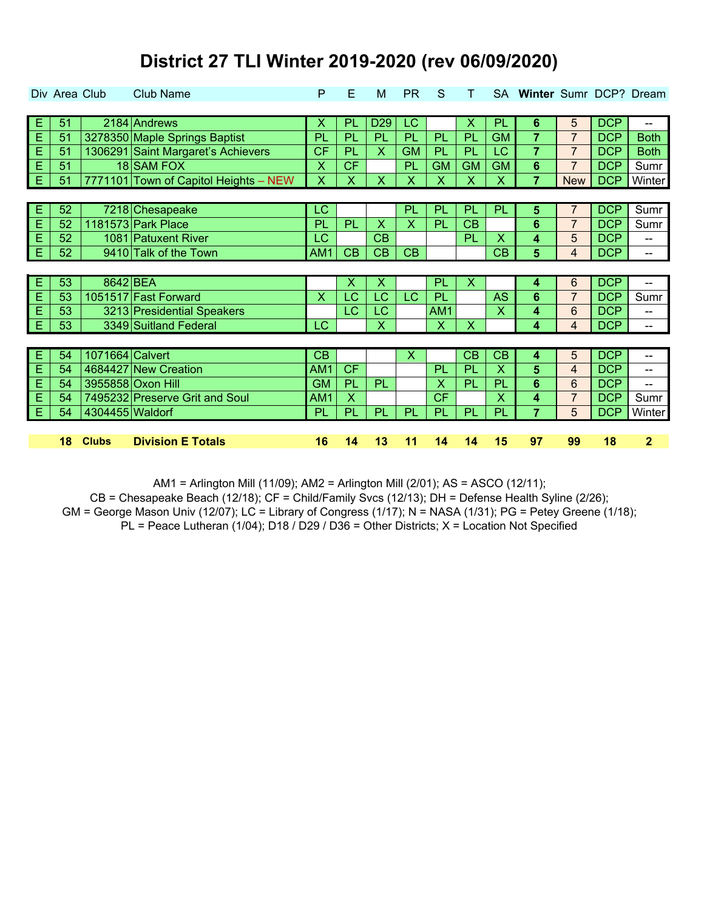# District 27 TLI Winter 2019-2020 (rev 06/09/2020)

| Div | Area | Club | Club Name | P | E | M | PR | S | T | SA | Winter | Sumr | DCP? | Dream |
|---|---|---|---|---|---|---|---|---|---|---|---|---|---|---|
| E | 51 | 2184 | Andrews | X | PL | D29 | LC | | X | PL | 6 | 5 | DCP | -- |
| E | 51 | 3278350 | Maple Springs Baptist | PL | PL | PL | PL | PL | PL | GM | 7 | 7 | DCP | Both |
| E | 51 | 1306291 | Saint Margaret's Achievers | CF | PL | X | GM | PL | PL | LC | 7 | 7 | DCP | Both |
| E | 51 | 18 | SAM FOX | X | CF | | PL | GM | GM | GM | 6 | 7 | DCP | Sumr |
| E | 51 | 7771101 | Town of Capitol Heights – NEW | X | X | X | X | X | X | X | 7 | New | DCP | Winter |
| E | 52 | 7218 | Chesapeake | LC | | | PL | PL | PL | PL | 5 | 7 | DCP | Sumr |
| E | 52 | 1181573 | Park Place | PL | PL | X | X | PL | CB | | 6 | 7 | DCP | Sumr |
| E | 52 | 1081 | Patuxent River | LC | | CB | | | PL | X | 4 | 5 | DCP | -- |
| E | 52 | 9410 | Talk of the Town | AM1 | CB | CB | CB | | | CB | 5 | 4 | DCP | -- |
| E | 53 | 8642 | BEA | | X | X | | PL | X | | 4 | 6 | DCP | -- |
| E | 53 | 1051517 | Fast Forward | X | LC | LC | LC | PL | | AS | 6 | 7 | DCP | Sumr |
| E | 53 | 3213 | Presidential Speakers | | LC | LC | | AM1 | | X | 4 | 6 | DCP | -- |
| E | 53 | 3349 | Suitland Federal | LC | | X | | X | X | | 4 | 4 | DCP | -- |
| E | 54 | 1071664 | Calvert | CB | | | X | | CB | CB | 4 | 5 | DCP | -- |
| E | 54 | 4684427 | New Creation | AM1 | CF | | | PL | PL | X | 5 | 4 | DCP | -- |
| E | 54 | 3955858 | Oxon Hill | GM | PL | PL | | X | PL | PL | 6 | 6 | DCP | -- |
| E | 54 | 7495232 | Preserve Grit and Soul | AM1 | X | | | CF | | X | 4 | 7 | DCP | Sumr |
| E | 54 | 4304455 | Waldorf | PL | PL | PL | PL | PL | PL | PL | 7 | 5 | DCP | Winter |
| | **18** | **Clubs** | **Division E Totals** | **16** | **14** | **13** | **11** | **14** | **14** | **15** | **97** | **99** | **18** | **2** |

AM1 = Arlington Mill (11/09); AM2 = Arlington Mill (2/01); AS = ASCO (12/11);
CB = Chesapeake Beach (12/18); CF = Child/Family Svcs (12/13); DH = Defense Health Syline (2/26);
GM = George Mason Univ (12/07); LC = Library of Congress (1/17); N = NASA (1/31); PG = Petey Greene (1/18);
PL = Peace Lutheran (1/04); D18 / D29 / D36 = Other Districts; X = Location Not Specified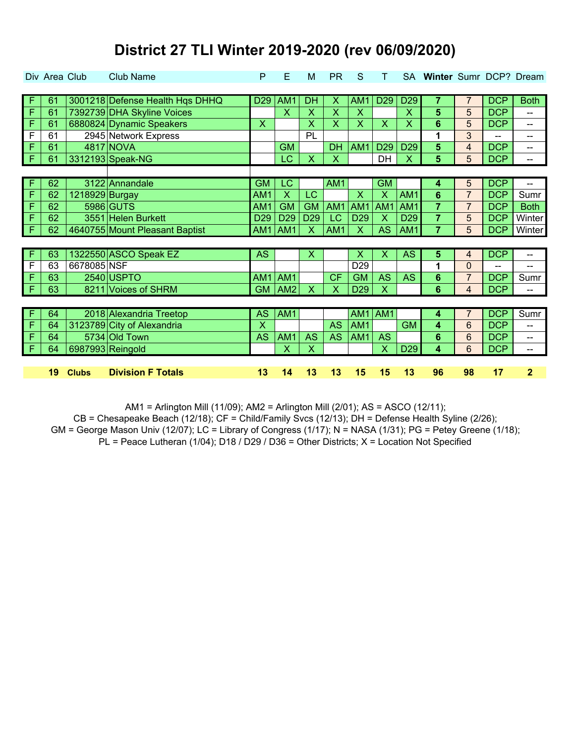# District 27 TLI Winter 2019-2020 (rev 06/09/2020)

| Div | Area | Club | Club Name | P | E | M | PR | S | T | SA | Winter | Sumr | DCP? | Dream |
|---|---|---|---|---|---|---|---|---|---|---|---|---|---|---|
| F | 61 | 3001218 | Defense Health Hqs DHHQ | D29 | AM1 | DH | X | AM1 | D29 | D29 | **7** | 7 | DCP | Both |
| F | 61 | 7392739 | DHA Skyline Voices | | X | X | X | X | | X | **5** | 5 | DCP | -- |
| F | 61 | 6880824 | Dynamic Speakers | X | | X | X | X | X | X | **6** | 5 | DCP | -- |
| F | 61 | 2945 | Network Express | | | PL | | | | | **1** | 3 | -- | -- |
| F | 61 | 4817 | NOVA | | GM | | DH | AM1 | D29 | D29 | **5** | 4 | DCP | -- |
| F | 61 | 3312193 | Speak-NG | | LC | X | X | | DH | X | **5** | 5 | DCP | -- |
| F | 62 | 3122 | Annandale | GM | LC | | AM1 | | GM | | **4** | 5 | DCP | -- |
| F | 62 | 1218929 | Burgay | AM1 | X | LC | | X | X | AM1 | **6** | 7 | DCP | Sumr |
| F | 62 | 5986 | GUTS | AM1 | GM | GM | AM1 | AM1 | AM1 | AM1 | **7** | 7 | DCP | Both |
| F | 62 | 3551 | Helen Burkett | D29 | D29 | D29 | LC | D29 | X | D29 | **7** | 5 | DCP | Winter |
| F | 62 | 4640755 | Mount Pleasant Baptist | AM1 | AM1 | X | AM1 | X | AS | AM1 | **7** | 5 | DCP | Winter |
| F | 63 | 1322550 | ASCO Speak EZ | AS | | X | | X | X | AS | **5** | 4 | DCP | -- |
| F | 63 | 6678085 | NSF | | | | | D29 | | | **1** | 0 | -- | -- |
| F | 63 | 2540 | USPTO | AM1 | AM1 | | CF | GM | AS | AS | **6** | 7 | DCP | Sumr |
| F | 63 | 8211 | Voices of SHRM | GM | AM2 | X | X | D29 | X | | **6** | 4 | DCP | -- |
| F | 64 | 2018 | Alexandria Treetop | AS | AM1 | | | AM1 | AM1 | | **4** | 7 | DCP | Sumr |
| F | 64 | 3123789 | City of Alexandria | X | | | AS | AM1 | | GM | **4** | 6 | DCP | -- |
| F | 64 | 5734 | Old Town | AS | AM1 | AS | AS | AM1 | AS | | **6** | 6 | DCP | -- |
| F | 64 | 6987993 | Reingold | | X | X | | | X | D29 | **4** | 6 | DCP | -- |
| | **19** | **Clubs** | **Division F Totals** | **13** | **14** | **13** | **13** | **15** | **15** | **13** | **96** | **98** | **17** | **2** |

AM1 = Arlington Mill (11/09); AM2 = Arlington Mill (2/01); AS = ASCO (12/11);
CB = Chesapeake Beach (12/18); CF = Child/Family Svcs (12/13); DH = Defense Health Syline (2/26);
GM = George Mason Univ (12/07); LC = Library of Congress (1/17); N = NASA (1/31); PG = Petey Greene (1/18);
PL = Peace Lutheran (1/04); D18 / D29 / D36 = Other Districts; X = Location Not Specified